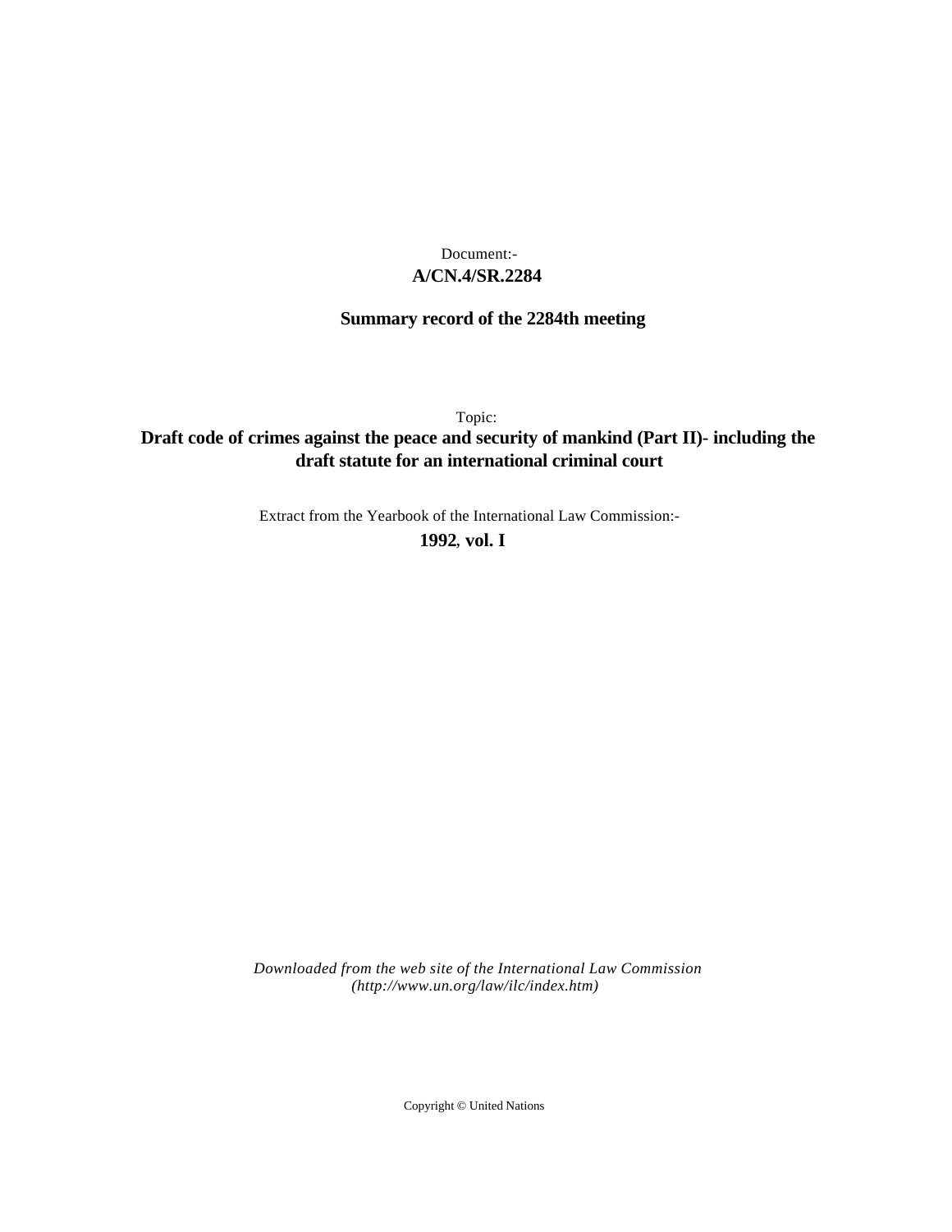Document:-
**A/CN.4/SR.2284**

**Summary record of the 2284th meeting**

Topic:
**Draft code of crimes against the peace and security of mankind (Part II)- including the draft statute for an international criminal court**

Extract from the Yearbook of the International Law Commission:-
**1992, vol. I**

*Downloaded from the web site of the International Law Commission (http://www.un.org/law/ilc/index.htm)*

Copyright © United Nations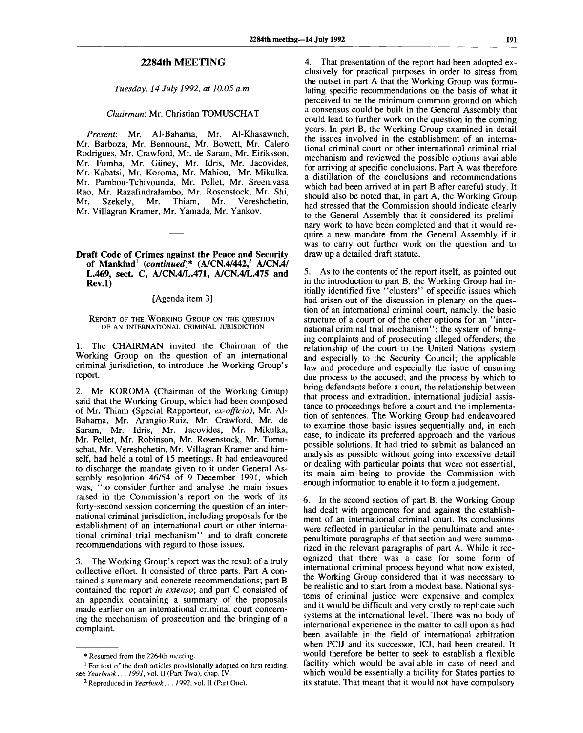## 2284th MEETING

*Tuesday, 14 July 1992, at 10.05 a.m.*

*Chairman*: Mr. Christian TOMUSCHAT

*Present*: Mr. Al-Baharna, Mr. Al-Khasawneh, Mr. Barboza, Mr. Bennouna, Mr. Bowett, Mr. Calero Rodrigues, Mr. Crawford, Mr. de Saram, Mr. Eiriksson, Mr. Fomba, Mr. Güney, Mr. Idris, Mr. Jacovides, Mr. Kabatsi, Mr. Koroma, Mr. Mahiou, Mr. Mikulka, Mr. Pambou-Tchivounda, Mr. Pellet, Mr. Sreenivasa Rao, Mr. Razafindralambo, Mr. Rosenstock, Mr. Shi, Mr. Szekely, Mr. Thiam, Mr. Vereshchetin, Mr. Villagran Kramer, Mr. Yamada, Mr. Yankov.

---

### Draft Code of Crimes against the Peace and Security of Mankind[1] (*continued*)* (A/CN.4/442,[2] A/CN.4/L.469, sect. C, A/CN.4/L.471, A/CN.4/L.475 and Rev.1)

[Agenda item 3]

REPORT OF THE WORKING GROUP ON THE QUESTION OF AN INTERNATIONAL CRIMINAL JURISDICTION

1. The CHAIRMAN invited the Chairman of the Working Group on the question of an international criminal jurisdiction, to introduce the Working Group's report.

2. Mr. KOROMA (Chairman of the Working Group) said that the Working Group, which had been composed of Mr. Thiam (Special Rapporteur, *ex-officio*), Mr. Al-Baharna, Mr. Arangio-Ruiz, Mr. Crawford, Mr. de Saram, Mr. Idris, Mr. Jacovides, Mr. Mikulka, Mr. Pellet, Mr. Robinson, Mr. Rosenstock, Mr. Tomuschat, Mr. Vereshchetin, Mr. Villagran Kramer and himself, had held a total of 15 meetings. It had endeavoured to discharge the mandate given to it under General Assembly resolution 46/54 of 9 December 1991, which was, "to consider further and analyse the main issues raised in the Commission's report on the work of its forty-second session concerning the question of an international criminal jurisdiction, including proposals for the establishment of an international court or other international criminal trial mechanism" and to draft concrete recommendations with regard to those issues.

3. The Working Group's report was the result of a truly collective effort. It consisted of three parts. Part A contained a summary and concrete recommendations; part B contained the report *in extenso*; and part C consisted of an appendix containing a summary of the proposals made earlier on an international criminal court concerning the mechanism of prosecution and the bringing of a complaint.

4. That presentation of the report had been adopted exclusively for practical purposes in order to stress from the outset in part A that the Working Group was formulating specific recommendations on the basis of what it perceived to be the minimum common ground on which a consensus could be built in the General Assembly that could lead to further work on the question in the coming years. In part B, the Working Group examined in detail the issues involved in the establishment of an international criminal court or other international criminal trial mechanism and reviewed the possible options available for arriving at specific conclusions. Part A was therefore a distillation of the conclusions and recommendations which had been arrived at in part B after careful study. It should also be noted that, in part A, the Working Group had stressed that the Commission should indicate clearly to the General Assembly that it considered its preliminary work to have been completed and that it would require a new mandate from the General Assembly if it was to carry out further work on the question and to draw up a detailed draft statute.

5. As to the contents of the report itself, as pointed out in the introduction to part B, the Working Group had initially identified five "clusters" of specific issues which had arisen out of the discussion in plenary on the question of an international criminal court, namely, the basic structure of a court or of the other options for an "international criminal trial mechanism"; the system of bringing complaints and of prosecuting alleged offenders; the relationship of the court to the United Nations system and especially to the Security Council; the applicable law and procedure and especially the issue of ensuring due process to the accused; and the process by which to bring defendants before a court, the relationship between that process and extradition, international judicial assistance to proceedings before a court and the implementation of sentences. The Working Group had endeavoured to examine those basic issues sequentially and, in each case, to indicate its preferred approach and the various possible solutions. It had tried to submit as balanced an analysis as possible without going into excessive detail or dealing with particular points that were not essential, its main aim being to provide the Commission with enough information to enable it to form a judgement.

6. In the second section of part B, the Working Group had dealt with arguments for and against the establishment of an international criminal court. Its conclusions were reflected in particular in the penultimate and antepenultimate paragraphs of that section and were summarized in the relevant paragraphs of part A. While it recognized that there was a case for some form of international criminal process beyond what now existed, the Working Group considered that it was necessary to be realistic and to start from a modest base. National systems of criminal justice were expensive and complex and it would be difficult and very costly to replicate such systems at the international level. There was no body of international experience in the matter to call upon as had been available in the field of international arbitration when PCIJ and its successor, ICJ, had been created. It would therefore be better to seek to establish a flexible facility which would be available in case of need and which would be essentially a facility for States parties to its statute. That meant that it would not have compulsory

---

\* Resumed from the 2264th meeting.

[1] For text of the draft articles provisionally adopted on first reading, see *Yearbook... 1991*, vol. II (Part Two), chap. IV.

[2] Reproduced in *Yearbook... 1992*, vol. II (Part One).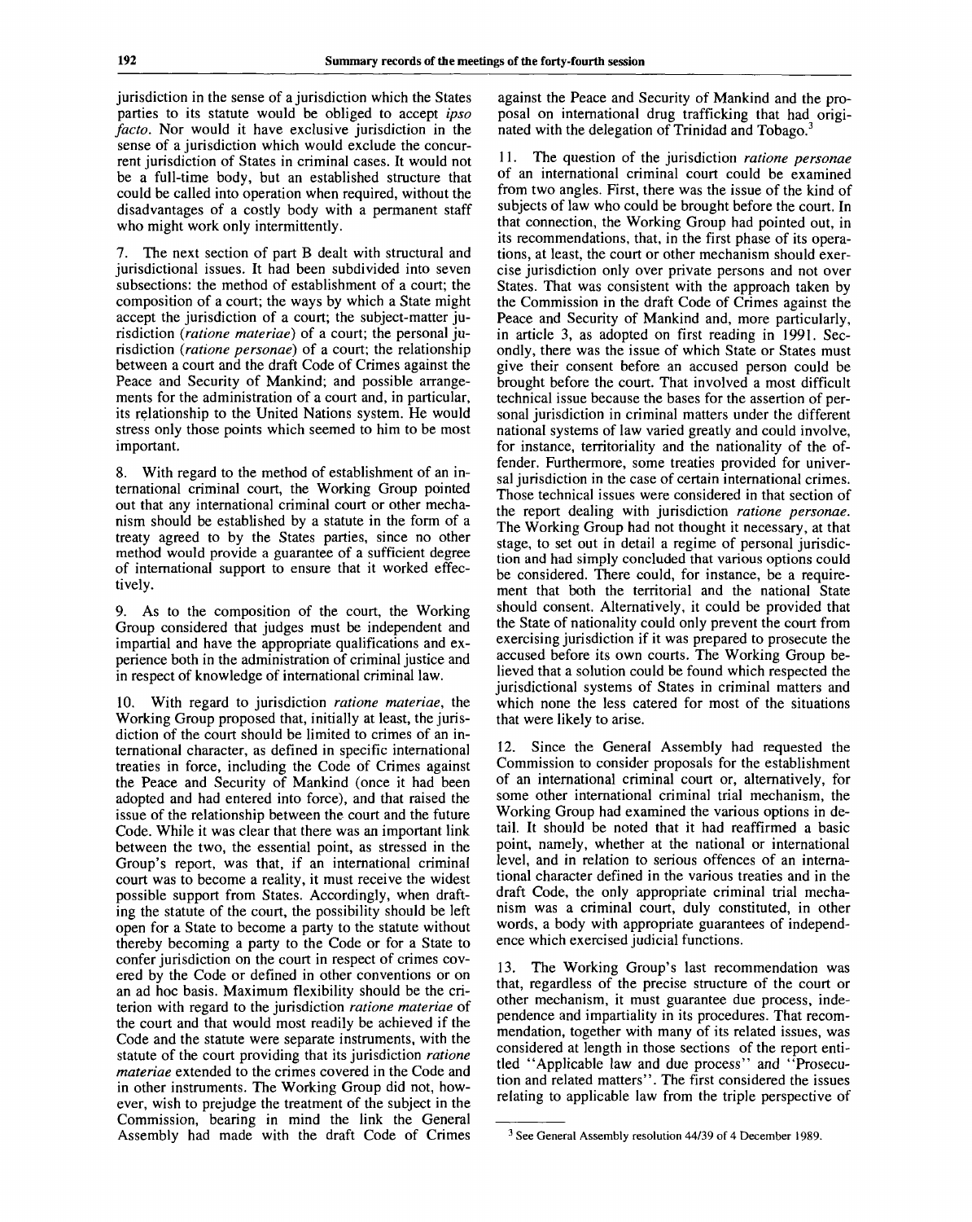jurisdiction in the sense of a jurisdiction which the States parties to its statute would be obliged to accept *ipso facto*. Nor would it have exclusive jurisdiction in the sense of a jurisdiction which would exclude the concurrent jurisdiction of States in criminal cases. It would not be a full-time body, but an established structure that could be called into operation when required, without the disadvantages of a costly body with a permanent staff who might work only intermittently.

7. The next section of part B dealt with structural and jurisdictional issues. It had been subdivided into seven subsections: the method of establishment of a court; the composition of a court; the ways by which a State might accept the jurisdiction of a court; the subject-matter jurisdiction (*ratione materiae*) of a court; the personal jurisdiction (*ratione personae*) of a court; the relationship between a court and the draft Code of Crimes against the Peace and Security of Mankind; and possible arrangements for the administration of a court and, in particular, its relationship to the United Nations system. He would stress only those points which seemed to him to be most important.

8. With regard to the method of establishment of an international criminal court, the Working Group pointed out that any international criminal court or other mechanism should be established by a statute in the form of a treaty agreed to by the States parties, since no other method would provide a guarantee of a sufficient degree of international support to ensure that it worked effectively.

9. As to the composition of the court, the Working Group considered that judges must be independent and impartial and have the appropriate qualifications and experience both in the administration of criminal justice and in respect of knowledge of international criminal law.

10. With regard to jurisdiction *ratione materiae*, the Working Group proposed that, initially at least, the jurisdiction of the court should be limited to crimes of an international character, as defined in specific international treaties in force, including the Code of Crimes against the Peace and Security of Mankind (once it had been adopted and had entered into force), and that raised the issue of the relationship between the court and the future Code. While it was clear that there was an important link between the two, the essential point, as stressed in the Group's report, was that, if an international criminal court was to become a reality, it must receive the widest possible support from States. Accordingly, when drafting the statute of the court, the possibility should be left open for a State to become a party to the statute without thereby becoming a party to the Code or for a State to confer jurisdiction on the court in respect of crimes covered by the Code or defined in other conventions or on an ad hoc basis. Maximum flexibility should be the criterion with regard to the jurisdiction *ratione materiae* of the court and that would most readily be achieved if the Code and the statute were separate instruments, with the statute of the court providing that its jurisdiction *ratione materiae* extended to the crimes covered in the Code and in other instruments. The Working Group did not, however, wish to prejudge the treatment of the subject in the Commission, bearing in mind the link the General Assembly had made with the draft Code of Crimes against the Peace and Security of Mankind and the proposal on international drug trafficking that had originated with the delegation of Trinidad and Tobago.[3]

11. The question of the jurisdiction *ratione personae* of an international criminal court could be examined from two angles. First, there was the issue of the kind of subjects of law who could be brought before the court. In that connection, the Working Group had pointed out, in its recommendations, that, in the first phase of its operations, at least, the court or other mechanism should exercise jurisdiction only over private persons and not over States. That was consistent with the approach taken by the Commission in the draft Code of Crimes against the Peace and Security of Mankind and, more particularly, in article 3, as adopted on first reading in 1991. Secondly, there was the issue of which State or States must give their consent before an accused person could be brought before the court. That involved a most difficult technical issue because the bases for the assertion of personal jurisdiction in criminal matters under the different national systems of law varied greatly and could involve, for instance, territoriality and the nationality of the offender. Furthermore, some treaties provided for universal jurisdiction in the case of certain international crimes. Those technical issues were considered in that section of the report dealing with jurisdiction *ratione personae*. The Working Group had not thought it necessary, at that stage, to set out in detail a regime of personal jurisdiction and had simply concluded that various options could be considered. There could, for instance, be a requirement that both the territorial and the national State should consent. Alternatively, it could be provided that the State of nationality could only prevent the court from exercising jurisdiction if it was prepared to prosecute the accused before its own courts. The Working Group believed that a solution could be found which respected the jurisdictional systems of States in criminal matters and which none the less catered for most of the situations that were likely to arise.

12. Since the General Assembly had requested the Commission to consider proposals for the establishment of an international criminal court or, alternatively, for some other international criminal trial mechanism, the Working Group had examined the various options in detail. It should be noted that it had reaffirmed a basic point, namely, whether at the national or international level, and in relation to serious offences of an international character defined in the various treaties and in the draft Code, the only appropriate criminal trial mechanism was a criminal court, duly constituted, in other words, a body with appropriate guarantees of independence which exercised judicial functions.

13. The Working Group's last recommendation was that, regardless of the precise structure of the court or other mechanism, it must guarantee due process, independence and impartiality in its procedures. That recommendation, together with many of its related issues, was considered at length in those sections of the report entitled "Applicable law and due process" and "Prosecution and related matters". The first considered the issues relating to applicable law from the triple perspective of

[3] See General Assembly resolution 44/39 of 4 December 1989.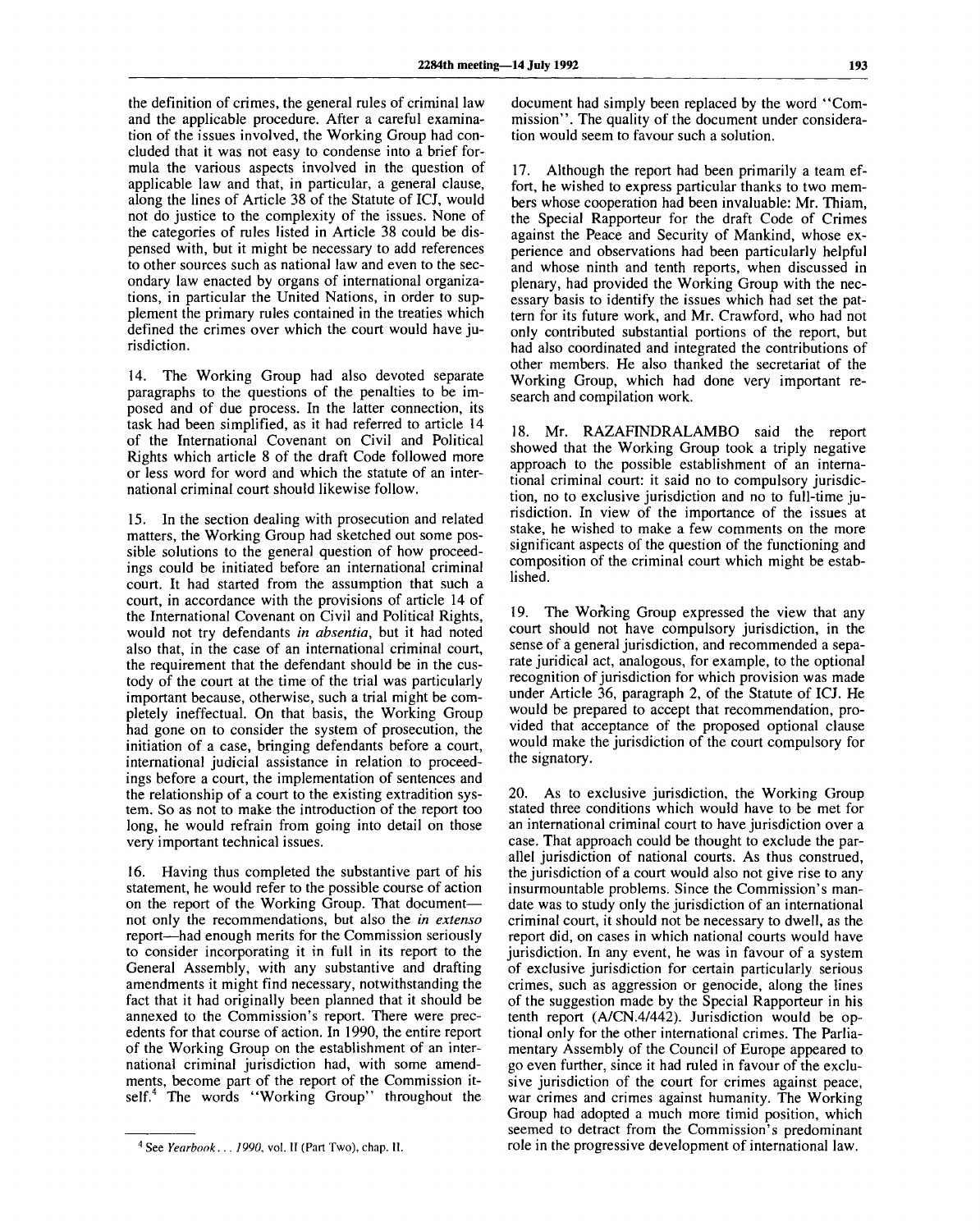the definition of crimes, the general rules of criminal law and the applicable procedure. After a careful examination of the issues involved, the Working Group had concluded that it was not easy to condense into a brief formula the various aspects involved in the question of applicable law and that, in particular, a general clause, along the lines of Article 38 of the Statute of ICJ, would not do justice to the complexity of the issues. None of the categories of rules listed in Article 38 could be dispensed with, but it might be necessary to add references to other sources such as national law and even to the secondary law enacted by organs of international organizations, in particular the United Nations, in order to supplement the primary rules contained in the treaties which defined the crimes over which the court would have jurisdiction.

14. The Working Group had also devoted separate paragraphs to the questions of the penalties to be imposed and of due process. In the latter connection, its task had been simplified, as it had referred to article 14 of the International Covenant on Civil and Political Rights which article 8 of the draft Code followed more or less word for word and which the statute of an international criminal court should likewise follow.

15. In the section dealing with prosecution and related matters, the Working Group had sketched out some possible solutions to the general question of how proceedings could be initiated before an international criminal court. It had started from the assumption that such a court, in accordance with the provisions of article 14 of the International Covenant on Civil and Political Rights, would not try defendants *in absentia*, but it had noted also that, in the case of an international criminal court, the requirement that the defendant should be in the custody of the court at the time of the trial was particularly important because, otherwise, such a trial might be completely ineffectual. On that basis, the Working Group had gone on to consider the system of prosecution, the initiation of a case, bringing defendants before a court, international judicial assistance in relation to proceedings before a court, the implementation of sentences and the relationship of a court to the existing extradition system. So as not to make the introduction of the report too long, he would refrain from going into detail on those very important technical issues.

16. Having thus completed the substantive part of his statement, he would refer to the possible course of action on the report of the Working Group. That document—not only the recommendations, but also the *in extenso* report—had enough merits for the Commission seriously to consider incorporating it in full in its report to the General Assembly, with any substantive and drafting amendments it might find necessary, notwithstanding the fact that it had originally been planned that it should be annexed to the Commission's report. There were precedents for that course of action. In 1990, the entire report of the Working Group on the establishment of an international criminal jurisdiction had, with some amendments, become part of the report of the Commission itself.[4] The words "Working Group" throughout the document had simply been replaced by the word "Commission". The quality of the document under consideration would seem to favour such a solution.

17. Although the report had been primarily a team effort, he wished to express particular thanks to two members whose cooperation had been invaluable: Mr. Thiam, the Special Rapporteur for the draft Code of Crimes against the Peace and Security of Mankind, whose experience and observations had been particularly helpful and whose ninth and tenth reports, when discussed in plenary, had provided the Working Group with the necessary basis to identify the issues which had set the pattern for its future work, and Mr. Crawford, who had not only contributed substantial portions of the report, but had also coordinated and integrated the contributions of other members. He also thanked the secretariat of the Working Group, which had done very important research and compilation work.

18. Mr. RAZAFINDRALAMBO said the report showed that the Working Group took a triply negative approach to the possible establishment of an international criminal court: it said no to compulsory jurisdiction, no to exclusive jurisdiction and no to full-time jurisdiction. In view of the importance of the issues at stake, he wished to make a few comments on the more significant aspects of the question of the functioning and composition of the criminal court which might be established.

19. The Working Group expressed the view that any court should not have compulsory jurisdiction, in the sense of a general jurisdiction, and recommended a separate juridical act, analogous, for example, to the optional recognition of jurisdiction for which provision was made under Article 36, paragraph 2, of the Statute of ICJ. He would be prepared to accept that recommendation, provided that acceptance of the proposed optional clause would make the jurisdiction of the court compulsory for the signatory.

20. As to exclusive jurisdiction, the Working Group stated three conditions which would have to be met for an international criminal court to have jurisdiction over a case. That approach could be thought to exclude the parallel jurisdiction of national courts. As thus construed, the jurisdiction of a court would also not give rise to any insurmountable problems. Since the Commission's mandate was to study only the jurisdiction of an international criminal court, it should not be necessary to dwell, as the report did, on cases in which national courts would have jurisdiction. In any event, he was in favour of a system of exclusive jurisdiction for certain particularly serious crimes, such as aggression or genocide, along the lines of the suggestion made by the Special Rapporteur in his tenth report (A/CN.4/442). Jurisdiction would be optional only for the other international crimes. The Parliamentary Assembly of the Council of Europe appeared to go even further, since it had ruled in favour of the exclusive jurisdiction of the court for crimes against peace, war crimes and crimes against humanity. The Working Group had adopted a much more timid position, which seemed to detract from the Commission's predominant role in the progressive development of international law.

---

[4] See *Yearbook... 1990*, vol. II (Part Two), chap. II.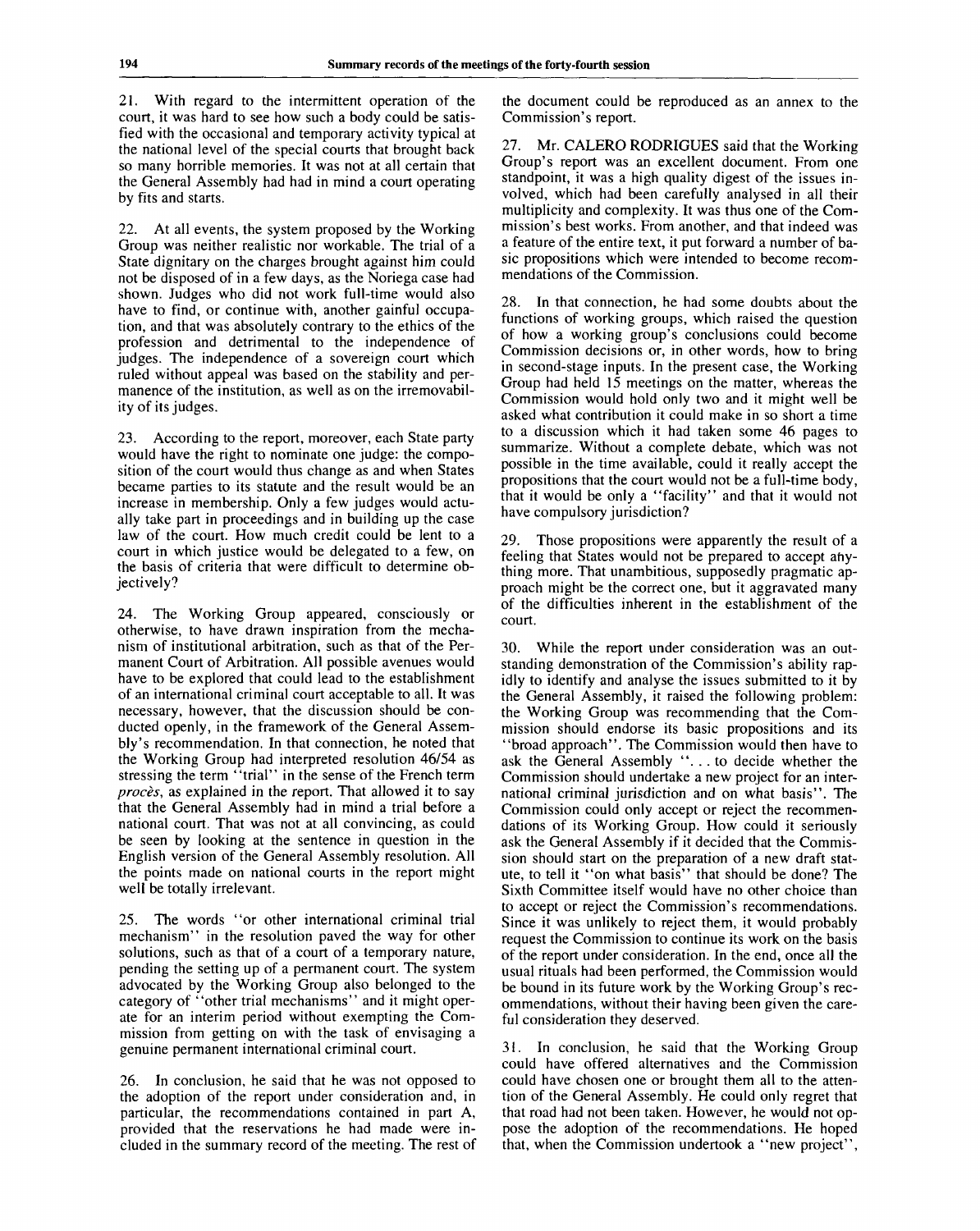21. With regard to the intermittent operation of the court, it was hard to see how such a body could be satisfied with the occasional and temporary activity typical at the national level of the special courts that brought back so many horrible memories. It was not at all certain that the General Assembly had had in mind a court operating by fits and starts.

22. At all events, the system proposed by the Working Group was neither realistic nor workable. The trial of a State dignitary on the charges brought against him could not be disposed of in a few days, as the Noriega case had shown. Judges who did not work full-time would also have to find, or continue with, another gainful occupation, and that was absolutely contrary to the ethics of the profession and detrimental to the independence of judges. The independence of a sovereign court which ruled without appeal was based on the stability and permanence of the institution, as well as on the irremovability of its judges.

23. According to the report, moreover, each State party would have the right to nominate one judge: the composition of the court would thus change as and when States became parties to its statute and the result would be an increase in membership. Only a few judges would actually take part in proceedings and in building up the case law of the court. How much credit could be lent to a court in which justice would be delegated to a few, on the basis of criteria that were difficult to determine objectively?

24. The Working Group appeared, consciously or otherwise, to have drawn inspiration from the mechanism of institutional arbitration, such as that of the Permanent Court of Arbitration. All possible avenues would have to be explored that could lead to the establishment of an international criminal court acceptable to all. It was necessary, however, that the discussion should be conducted openly, in the framework of the General Assembly's recommendation. In that connection, he noted that the Working Group had interpreted resolution 46/54 as stressing the term "trial" in the sense of the French term *procès*, as explained in the report. That allowed it to say that the General Assembly had in mind a trial before a national court. That was not at all convincing, as could be seen by looking at the sentence in question in the English version of the General Assembly resolution. All the points made on national courts in the report might well be totally irrelevant.

25. The words "or other international criminal trial mechanism" in the resolution paved the way for other solutions, such as that of a court of a temporary nature, pending the setting up of a permanent court. The system advocated by the Working Group also belonged to the category of "other trial mechanisms" and it might operate for an interim period without exempting the Commission from getting on with the task of envisaging a genuine permanent international criminal court.

26. In conclusion, he said that he was not opposed to the adoption of the report under consideration and, in particular, the recommendations contained in part A, provided that the reservations he had made were included in the summary record of the meeting. The rest of the document could be reproduced as an annex to the Commission's report.

27. Mr. CALERO RODRIGUES said that the Working Group's report was an excellent document. From one standpoint, it was a high quality digest of the issues involved, which had been carefully analysed in all their multiplicity and complexity. It was thus one of the Commission's best works. From another, and that indeed was a feature of the entire text, it put forward a number of basic propositions which were intended to become recommendations of the Commission.

28. In that connection, he had some doubts about the functions of working groups, which raised the question of how a working group's conclusions could become Commission decisions or, in other words, how to bring in second-stage inputs. In the present case, the Working Group had held 15 meetings on the matter, whereas the Commission would hold only two and it might well be asked what contribution it could make in so short a time to a discussion which it had taken some 46 pages to summarize. Without a complete debate, which was not possible in the time available, could it really accept the propositions that the court would not be a full-time body, that it would be only a "facility" and that it would not have compulsory jurisdiction?

29. Those propositions were apparently the result of a feeling that States would not be prepared to accept anything more. That unambitious, supposedly pragmatic approach might be the correct one, but it aggravated many of the difficulties inherent in the establishment of the court.

30. While the report under consideration was an outstanding demonstration of the Commission's ability rapidly to identify and analyse the issues submitted to it by the General Assembly, it raised the following problem: the Working Group was recommending that the Commission should endorse its basic propositions and its "broad approach". The Commission would then have to ask the General Assembly ". . . to decide whether the Commission should undertake a new project for an international criminal jurisdiction and on what basis". The Commission could only accept or reject the recommendations of its Working Group. How could it seriously ask the General Assembly if it decided that the Commission should start on the preparation of a new draft statute, to tell it "on what basis" that should be done? The Sixth Committee itself would have no other choice than to accept or reject the Commission's recommendations. Since it was unlikely to reject them, it would probably request the Commission to continue its work on the basis of the report under consideration. In the end, once all the usual rituals had been performed, the Commission would be bound in its future work by the Working Group's recommendations, without their having been given the careful consideration they deserved.

31. In conclusion, he said that the Working Group could have offered alternatives and the Commission could have chosen one or brought them all to the attention of the General Assembly. He could only regret that that road had not been taken. However, he would not oppose the adoption of the recommendations. He hoped that, when the Commission undertook a "new project",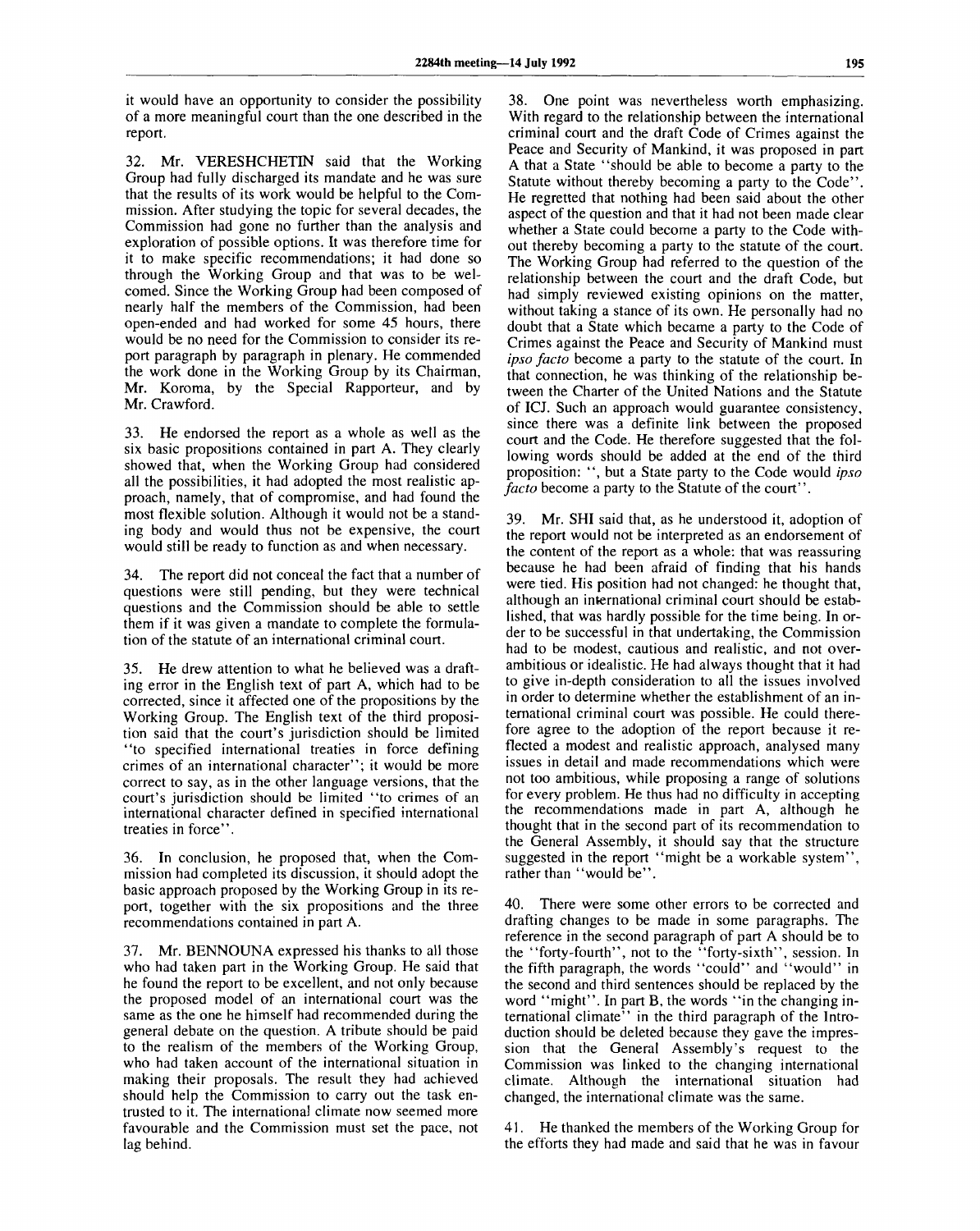it would have an opportunity to consider the possibility of a more meaningful court than the one described in the report.

32. Mr. VERESHCHETIN said that the Working Group had fully discharged its mandate and he was sure that the results of its work would be helpful to the Commission. After studying the topic for several decades, the Commission had gone no further than the analysis and exploration of possible options. It was therefore time for it to make specific recommendations; it had done so through the Working Group and that was to be welcomed. Since the Working Group had been composed of nearly half the members of the Commission, had been open-ended and had worked for some 45 hours, there would be no need for the Commission to consider its report paragraph by paragraph in plenary. He commended the work done in the Working Group by its Chairman, Mr. Koroma, by the Special Rapporteur, and by Mr. Crawford.

33. He endorsed the report as a whole as well as the six basic propositions contained in part A. They clearly showed that, when the Working Group had considered all the possibilities, it had adopted the most realistic approach, namely, that of compromise, and had found the most flexible solution. Although it would not be a standing body and would thus not be expensive, the court would still be ready to function as and when necessary.

34. The report did not conceal the fact that a number of questions were still pending, but they were technical questions and the Commission should be able to settle them if it was given a mandate to complete the formulation of the statute of an international criminal court.

35. He drew attention to what he believed was a drafting error in the English text of part A, which had to be corrected, since it affected one of the propositions by the Working Group. The English text of the third proposition said that the court's jurisdiction should be limited "to specified international treaties in force defining crimes of an international character"; it would be more correct to say, as in the other language versions, that the court's jurisdiction should be limited "to crimes of an international character defined in specified international treaties in force".

36. In conclusion, he proposed that, when the Commission had completed its discussion, it should adopt the basic approach proposed by the Working Group in its report, together with the six propositions and the three recommendations contained in part A.

37. Mr. BENNOUNA expressed his thanks to all those who had taken part in the Working Group. He said that he found the report to be excellent, and not only because the proposed model of an international court was the same as the one he himself had recommended during the general debate on the question. A tribute should be paid to the realism of the members of the Working Group, who had taken account of the international situation in making their proposals. The result they had achieved should help the Commission to carry out the task entrusted to it. The international climate now seemed more favourable and the Commission must set the pace, not lag behind.

38. One point was nevertheless worth emphasizing. With regard to the relationship between the international criminal court and the draft Code of Crimes against the Peace and Security of Mankind, it was proposed in part A that a State "should be able to become a party to the Statute without thereby becoming a party to the Code". He regretted that nothing had been said about the other aspect of the question and that it had not been made clear whether a State could become a party to the Code without thereby becoming a party to the statute of the court. The Working Group had referred to the question of the relationship between the court and the draft Code, but had simply reviewed existing opinions on the matter, without taking a stance of its own. He personally had no doubt that a State which became a party to the Code of Crimes against the Peace and Security of Mankind must *ipso facto* become a party to the statute of the court. In that connection, he was thinking of the relationship between the Charter of the United Nations and the Statute of ICJ. Such an approach would guarantee consistency, since there was a definite link between the proposed court and the Code. He therefore suggested that the following words should be added at the end of the third proposition: ", but a State party to the Code would *ipso facto* become a party to the Statute of the court".

39. Mr. SHI said that, as he understood it, adoption of the report would not be interpreted as an endorsement of the content of the report as a whole: that was reassuring because he had been afraid of finding that his hands were tied. His position had not changed: he thought that, although an international criminal court should be established, that was hardly possible for the time being. In order to be successful in that undertaking, the Commission had to be modest, cautious and realistic, and not overambitious or idealistic. He had always thought that it had to give in-depth consideration to all the issues involved in order to determine whether the establishment of an international criminal court was possible. He could therefore agree to the adoption of the report because it reflected a modest and realistic approach, analysed many issues in detail and made recommendations which were not too ambitious, while proposing a range of solutions for every problem. He thus had no difficulty in accepting the recommendations made in part A, although he thought that in the second part of its recommendation to the General Assembly, it should say that the structure suggested in the report "might be a workable system", rather than "would be".

40. There were some other errors to be corrected and drafting changes to be made in some paragraphs. The reference in the second paragraph of part A should be to the "forty-fourth", not to the "forty-sixth", session. In the fifth paragraph, the words "could" and "would" in the second and third sentences should be replaced by the word "might". In part B, the words "in the changing international climate" in the third paragraph of the Introduction should be deleted because they gave the impression that the General Assembly's request to the Commission was linked to the changing international climate. Although the international situation had changed, the international climate was the same.

41. He thanked the members of the Working Group for the efforts they had made and said that he was in favour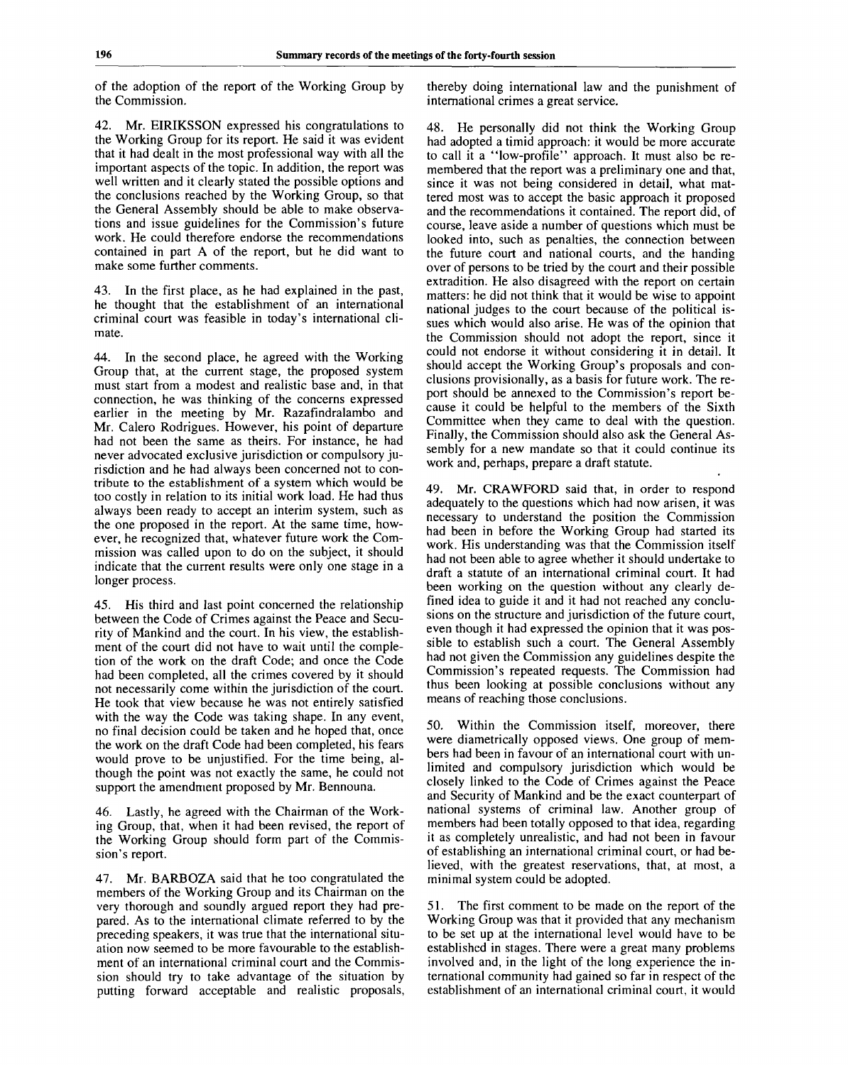of the adoption of the report of the Working Group by the Commission.

42. Mr. EIRIKSSON expressed his congratulations to the Working Group for its report. He said it was evident that it had dealt in the most professional way with all the important aspects of the topic. In addition, the report was well written and it clearly stated the possible options and the conclusions reached by the Working Group, so that the General Assembly should be able to make observations and issue guidelines for the Commission's future work. He could therefore endorse the recommendations contained in part A of the report, but he did want to make some further comments.

43. In the first place, as he had explained in the past, he thought that the establishment of an international criminal court was feasible in today's international climate.

44. In the second place, he agreed with the Working Group that, at the current stage, the proposed system must start from a modest and realistic base and, in that connection, he was thinking of the concerns expressed earlier in the meeting by Mr. Razafindralambo and Mr. Calero Rodrigues. However, his point of departure had not been the same as theirs. For instance, he had never advocated exclusive jurisdiction or compulsory jurisdiction and he had always been concerned not to contribute to the establishment of a system which would be too costly in relation to its initial work load. He had thus always been ready to accept an interim system, such as the one proposed in the report. At the same time, however, he recognized that, whatever future work the Commission was called upon to do on the subject, it should indicate that the current results were only one stage in a longer process.

45. His third and last point concerned the relationship between the Code of Crimes against the Peace and Security of Mankind and the court. In his view, the establishment of the court did not have to wait until the completion of the work on the draft Code; and once the Code had been completed, all the crimes covered by it should not necessarily come within the jurisdiction of the court. He took that view because he was not entirely satisfied with the way the Code was taking shape. In any event, no final decision could be taken and he hoped that, once the work on the draft Code had been completed, his fears would prove to be unjustified. For the time being, although the point was not exactly the same, he could not support the amendment proposed by Mr. Bennouna.

46. Lastly, he agreed with the Chairman of the Working Group, that, when it had been revised, the report of the Working Group should form part of the Commission's report.

47. Mr. BARBOZA said that he too congratulated the members of the Working Group and its Chairman on the very thorough and soundly argued report they had prepared. As to the international climate referred to by the preceding speakers, it was true that the international situation now seemed to be more favourable to the establishment of an international criminal court and the Commission should try to take advantage of the situation by putting forward acceptable and realistic proposals, thereby doing international law and the punishment of international crimes a great service.

48. He personally did not think the Working Group had adopted a timid approach: it would be more accurate to call it a "low-profile" approach. It must also be remembered that the report was a preliminary one and that, since it was not being considered in detail, what mattered most was to accept the basic approach it proposed and the recommendations it contained. The report did, of course, leave aside a number of questions which must be looked into, such as penalties, the connection between the future court and national courts, and the handing over of persons to be tried by the court and their possible extradition. He also disagreed with the report on certain matters: he did not think that it would be wise to appoint national judges to the court because of the political issues which would also arise. He was of the opinion that the Commission should not adopt the report, since it could not endorse it without considering it in detail. It should accept the Working Group's proposals and conclusions provisionally, as a basis for future work. The report should be annexed to the Commission's report because it could be helpful to the members of the Sixth Committee when they came to deal with the question. Finally, the Commission should also ask the General Assembly for a new mandate so that it could continue its work and, perhaps, prepare a draft statute.

49. Mr. CRAWFORD said that, in order to respond adequately to the questions which had now arisen, it was necessary to understand the position the Commission had been in before the Working Group had started its work. His understanding was that the Commission itself had not been able to agree whether it should undertake to draft a statute of an international criminal court. It had been working on the question without any clearly defined idea to guide it and it had not reached any conclusions on the structure and jurisdiction of the future court, even though it had expressed the opinion that it was possible to establish such a court. The General Assembly had not given the Commission any guidelines despite the Commission's repeated requests. The Commission had thus been looking at possible conclusions without any means of reaching those conclusions.

50. Within the Commission itself, moreover, there were diametrically opposed views. One group of members had been in favour of an international court with unlimited and compulsory jurisdiction which would be closely linked to the Code of Crimes against the Peace and Security of Mankind and be the exact counterpart of national systems of criminal law. Another group of members had been totally opposed to that idea, regarding it as completely unrealistic, and had not been in favour of establishing an international criminal court, or had believed, with the greatest reservations, that, at most, a minimal system could be adopted.

51. The first comment to be made on the report of the Working Group was that it provided that any mechanism to be set up at the international level would have to be established in stages. There were a great many problems involved and, in the light of the long experience the international community had gained so far in respect of the establishment of an international criminal court, it would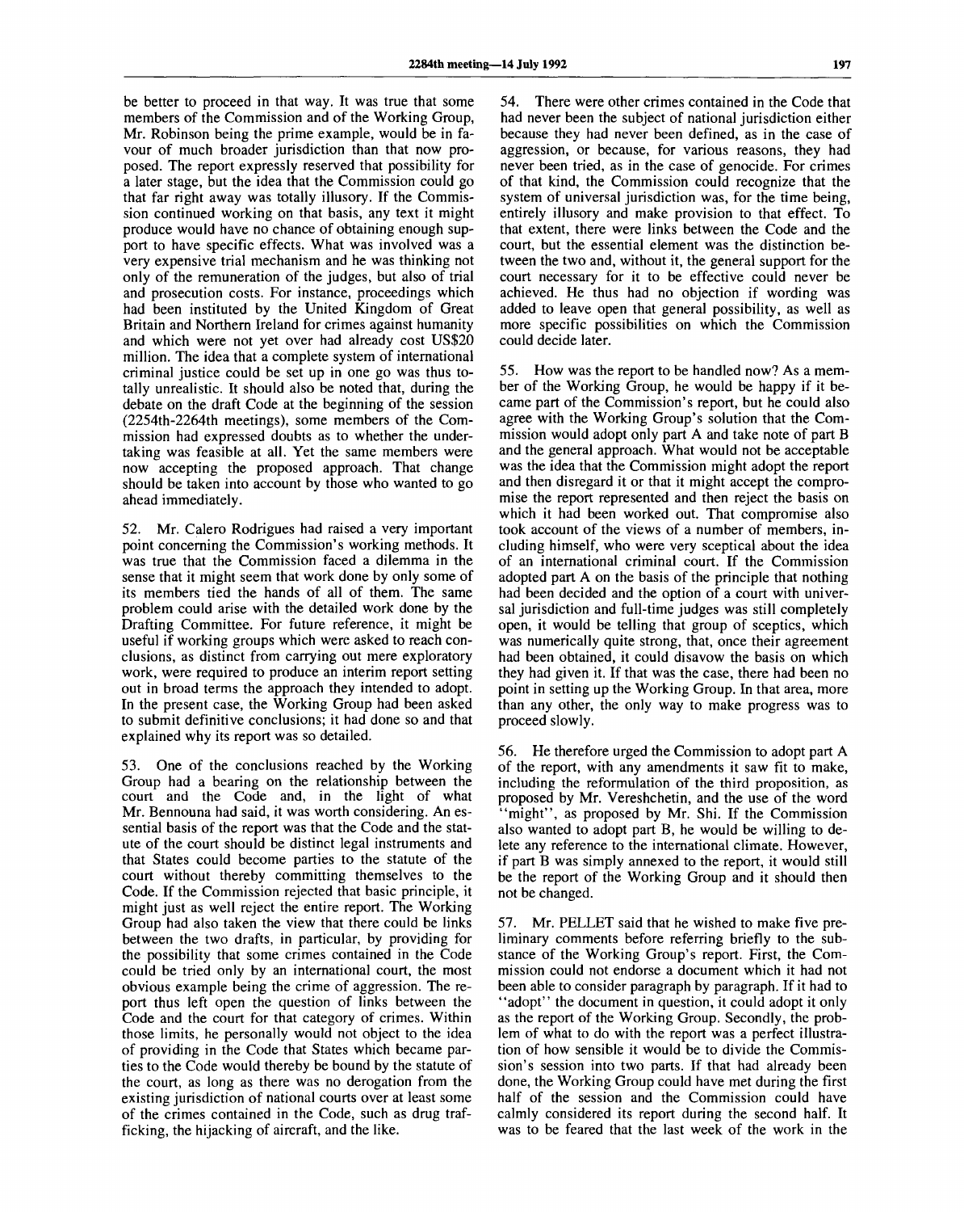be better to proceed in that way. It was true that some members of the Commission and of the Working Group, Mr. Robinson being the prime example, would be in favour of much broader jurisdiction than that now proposed. The report expressly reserved that possibility for a later stage, but the idea that the Commission could go that far right away was totally illusory. If the Commission continued working on that basis, any text it might produce would have no chance of obtaining enough support to have specific effects. What was involved was a very expensive trial mechanism and he was thinking not only of the remuneration of the judges, but also of trial and prosecution costs. For instance, proceedings which had been instituted by the United Kingdom of Great Britain and Northern Ireland for crimes against humanity and which were not yet over had already cost US$20 million. The idea that a complete system of international criminal justice could be set up in one go was thus totally unrealistic. It should also be noted that, during the debate on the draft Code at the beginning of the session (2254th-2264th meetings), some members of the Commission had expressed doubts as to whether the undertaking was feasible at all. Yet the same members were now accepting the proposed approach. That change should be taken into account by those who wanted to go ahead immediately.

52. Mr. Calero Rodrigues had raised a very important point concerning the Commission's working methods. It was true that the Commission faced a dilemma in the sense that it might seem that work done by only some of its members tied the hands of all of them. The same problem could arise with the detailed work done by the Drafting Committee. For future reference, it might be useful if working groups which were asked to reach conclusions, as distinct from carrying out mere exploratory work, were required to produce an interim report setting out in broad terms the approach they intended to adopt. In the present case, the Working Group had been asked to submit definitive conclusions; it had done so and that explained why its report was so detailed.

53. One of the conclusions reached by the Working Group had a bearing on the relationship between the court and the Code and, in the light of what Mr. Bennouna had said, it was worth considering. An essential basis of the report was that the Code and the statute of the court should be distinct legal instruments and that States could become parties to the statute of the court without thereby committing themselves to the Code. If the Commission rejected that basic principle, it might just as well reject the entire report. The Working Group had also taken the view that there could be links between the two drafts, in particular, by providing for the possibility that some crimes contained in the Code could be tried only by an international court, the most obvious example being the crime of aggression. The report thus left open the question of links between the Code and the court for that category of crimes. Within those limits, he personally would not object to the idea of providing in the Code that States which became parties to the Code would thereby be bound by the statute of the court, as long as there was no derogation from the existing jurisdiction of national courts over at least some of the crimes contained in the Code, such as drug trafficking, the hijacking of aircraft, and the like.

54. There were other crimes contained in the Code that had never been the subject of national jurisdiction either because they had never been defined, as in the case of aggression, or because, for various reasons, they had never been tried, as in the case of genocide. For crimes of that kind, the Commission could recognize that the system of universal jurisdiction was, for the time being, entirely illusory and make provision to that effect. To that extent, there were links between the Code and the court, but the essential element was the distinction between the two and, without it, the general support for the court necessary for it to be effective could never be achieved. He thus had no objection if wording was added to leave open that general possibility, as well as more specific possibilities on which the Commission could decide later.

55. How was the report to be handled now? As a member of the Working Group, he would be happy if it became part of the Commission's report, but he could also agree with the Working Group's solution that the Commission would adopt only part A and take note of part B and the general approach. What would not be acceptable was the idea that the Commission might adopt the report and then disregard it or that it might accept the compromise the report represented and then reject the basis on which it had been worked out. That compromise also took account of the views of a number of members, including himself, who were very sceptical about the idea of an international criminal court. If the Commission adopted part A on the basis of the principle that nothing had been decided and the option of a court with universal jurisdiction and full-time judges was still completely open, it would be telling that group of sceptics, which was numerically quite strong, that, once their agreement had been obtained, it could disavow the basis on which they had given it. If that was the case, there had been no point in setting up the Working Group. In that area, more than any other, the only way to make progress was to proceed slowly.

56. He therefore urged the Commission to adopt part A of the report, with any amendments it saw fit to make, including the reformulation of the third proposition, as proposed by Mr. Vereshchetin, and the use of the word "might", as proposed by Mr. Shi. If the Commission also wanted to adopt part B, he would be willing to delete any reference to the international climate. However, if part B was simply annexed to the report, it would still be the report of the Working Group and it should then not be changed.

57. Mr. PELLET said that he wished to make five preliminary comments before referring briefly to the substance of the Working Group's report. First, the Commission could not endorse a document which it had not been able to consider paragraph by paragraph. If it had to "adopt" the document in question, it could adopt it only as the report of the Working Group. Secondly, the problem of what to do with the report was a perfect illustration of how sensible it would be to divide the Commission's session into two parts. If that had already been done, the Working Group could have met during the first half of the session and the Commission could have calmly considered its report during the second half. It was to be feared that the last week of the work in the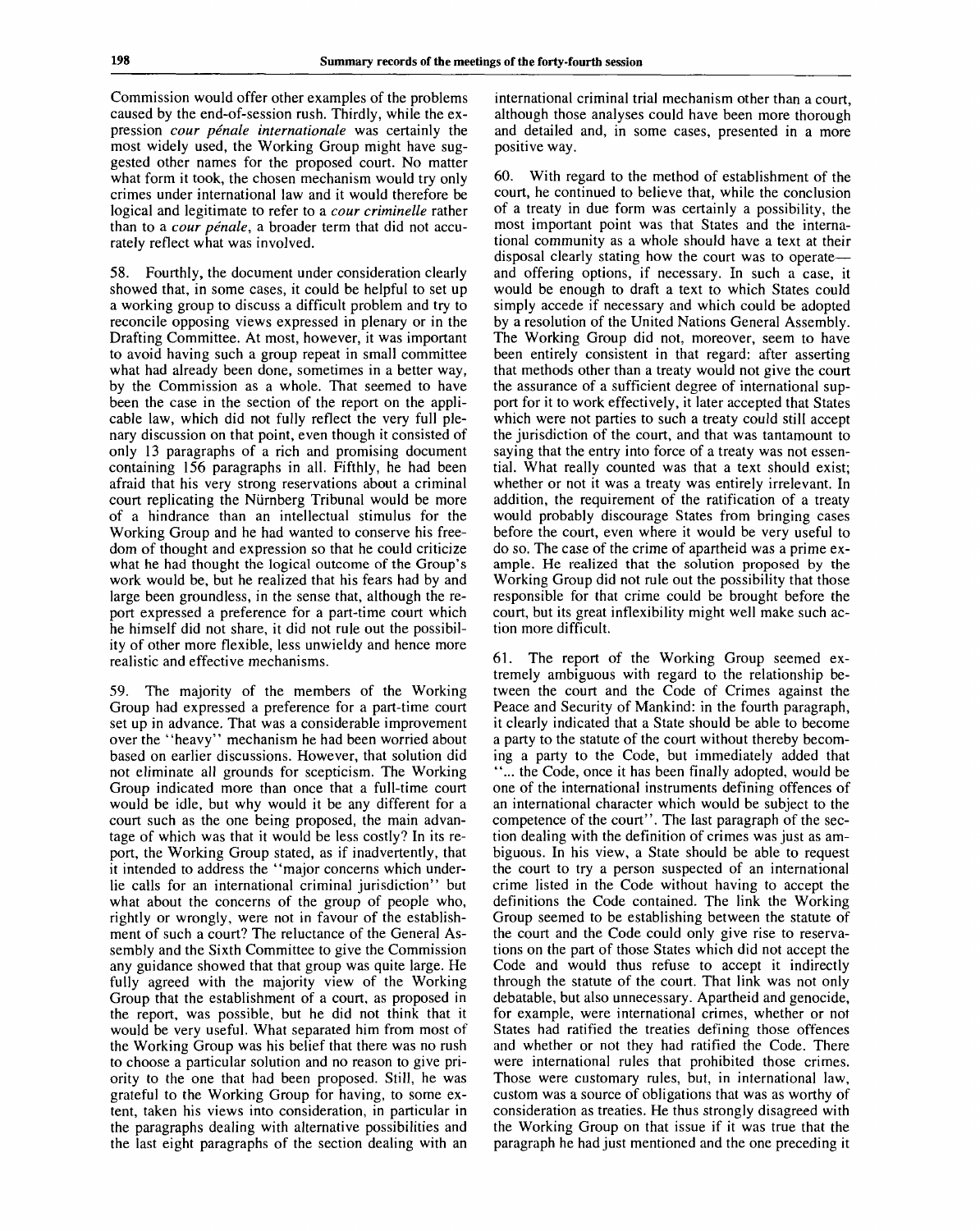Commission would offer other examples of the problems caused by the end-of-session rush. Thirdly, while the expression *cour pénale internationale* was certainly the most widely used, the Working Group might have suggested other names for the proposed court. No matter what form it took, the chosen mechanism would try only crimes under international law and it would therefore be logical and legitimate to refer to a *cour criminelle* rather than to a *cour pénale*, a broader term that did not accurately reflect what was involved.

58. Fourthly, the document under consideration clearly showed that, in some cases, it could be helpful to set up a working group to discuss a difficult problem and try to reconcile opposing views expressed in plenary or in the Drafting Committee. At most, however, it was important to avoid having such a group repeat in small committee what had already been done, sometimes in a better way, by the Commission as a whole. That seemed to have been the case in the section of the report on the applicable law, which did not fully reflect the very full plenary discussion on that point, even though it consisted of only 13 paragraphs of a rich and promising document containing 156 paragraphs in all. Fifthly, he had been afraid that his very strong reservations about a criminal court replicating the Nürnberg Tribunal would be more of a hindrance than an intellectual stimulus for the Working Group and he had wanted to conserve his freedom of thought and expression so that he could criticize what he had thought the logical outcome of the Group's work would be, but he realized that his fears had by and large been groundless, in the sense that, although the report expressed a preference for a part-time court which he himself did not share, it did not rule out the possibility of other more flexible, less unwieldy and hence more realistic and effective mechanisms.

59. The majority of the members of the Working Group had expressed a preference for a part-time court set up in advance. That was a considerable improvement over the "heavy" mechanism he had been worried about based on earlier discussions. However, that solution did not eliminate all grounds for scepticism. The Working Group indicated more than once that a full-time court would be idle, but why would it be any different for a court such as the one being proposed, the main advantage of which was that it would be less costly? In its report, the Working Group stated, as if inadvertently, that it intended to address the "major concerns which underlie calls for an international criminal jurisdiction" but what about the concerns of the group of people who, rightly or wrongly, were not in favour of the establishment of such a court? The reluctance of the General Assembly and the Sixth Committee to give the Commission any guidance showed that that group was quite large. He fully agreed with the majority view of the Working Group that the establishment of a court, as proposed in the report, was possible, but he did not think that it would be very useful. What separated him from most of the Working Group was his belief that there was no rush to choose a particular solution and no reason to give priority to the one that had been proposed. Still, he was grateful to the Working Group for having, to some extent, taken his views into consideration, in particular in the paragraphs dealing with alternative possibilities and the last eight paragraphs of the section dealing with an international criminal trial mechanism other than a court, although those analyses could have been more thorough and detailed and, in some cases, presented in a more positive way.

60. With regard to the method of establishment of the court, he continued to believe that, while the conclusion of a treaty in due form was certainly a possibility, the most important point was that States and the international community as a whole should have a text at their disposal clearly stating how the court was to operate—and offering options, if necessary. In such a case, it would be enough to draft a text to which States could simply accede if necessary and which could be adopted by a resolution of the United Nations General Assembly. The Working Group did not, moreover, seem to have been entirely consistent in that regard: after asserting that methods other than a treaty would not give the court the assurance of a sufficient degree of international support for it to work effectively, it later accepted that States which were not parties to such a treaty could still accept the jurisdiction of the court, and that was tantamount to saying that the entry into force of a treaty was not essential. What really counted was that a text should exist; whether or not it was a treaty was entirely irrelevant. In addition, the requirement of the ratification of a treaty would probably discourage States from bringing cases before the court, even where it would be very useful to do so. The case of the crime of apartheid was a prime example. He realized that the solution proposed by the Working Group did not rule out the possibility that those responsible for that crime could be brought before the court, but its great inflexibility might well make such action more difficult.

61. The report of the Working Group seemed extremely ambiguous with regard to the relationship between the court and the Code of Crimes against the Peace and Security of Mankind: in the fourth paragraph, it clearly indicated that a State should be able to become a party to the statute of the court without thereby becoming a party to the Code, but immediately added that "... the Code, once it has been finally adopted, would be one of the international instruments defining offences of an international character which would be subject to the competence of the court". The last paragraph of the section dealing with the definition of crimes was just as ambiguous. In his view, a State should be able to request the court to try a person suspected of an international crime listed in the Code without having to accept the definitions the Code contained. The link the Working Group seemed to be establishing between the statute of the court and the Code could only give rise to reservations on the part of those States which did not accept the Code and would thus refuse to accept it indirectly through the statute of the court. That link was not only debatable, but also unnecessary. Apartheid and genocide, for example, were international crimes, whether or not States had ratified the treaties defining those offences and whether or not they had ratified the Code. There were international rules that prohibited those crimes. Those were customary rules, but, in international law, custom was a source of obligations that was as worthy of consideration as treaties. He thus strongly disagreed with the Working Group on that issue if it was true that the paragraph he had just mentioned and the one preceding it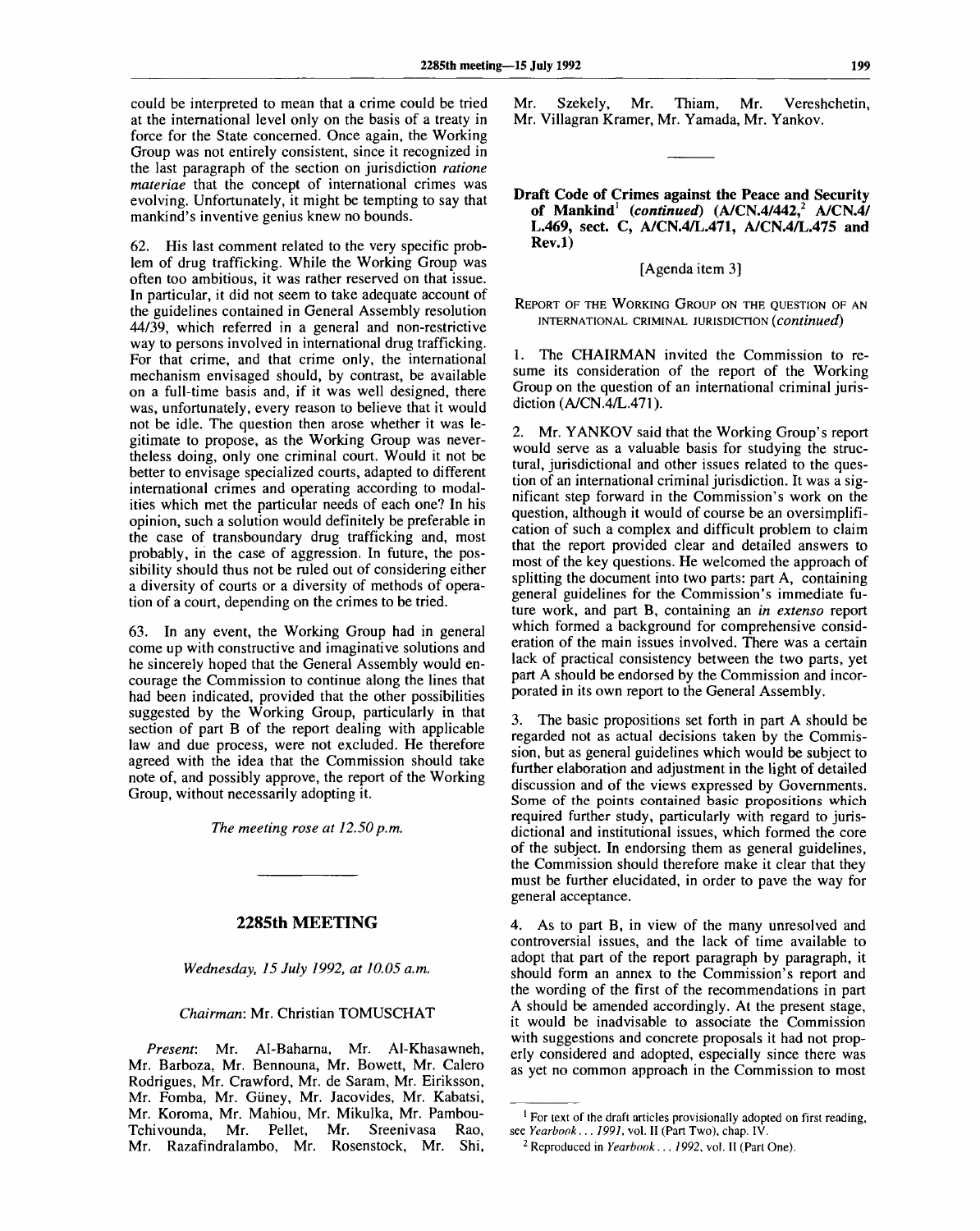could be interpreted to mean that a crime could be tried at the international level only on the basis of a treaty in force for the State concerned. Once again, the Working Group was not entirely consistent, since it recognized in the last paragraph of the section on jurisdiction *ratione materiae* that the concept of international crimes was evolving. Unfortunately, it might be tempting to say that mankind's inventive genius knew no bounds.

62. His last comment related to the very specific problem of drug trafficking. While the Working Group was often too ambitious, it was rather reserved on that issue. In particular, it did not seem to take adequate account of the guidelines contained in General Assembly resolution 44/39, which referred in a general and non-restrictive way to persons involved in international drug trafficking. For that crime, and that crime only, the international mechanism envisaged should, by contrast, be available on a full-time basis and, if it was well designed, there was, unfortunately, every reason to believe that it would not be idle. The question then arose whether it was legitimate to propose, as the Working Group was nevertheless doing, only one criminal court. Would it not be better to envisage specialized courts, adapted to different international crimes and operating according to modalities which met the particular needs of each one? In his opinion, such a solution would definitely be preferable in the case of transboundary drug trafficking and, most probably, in the case of aggression. In future, the possibility should thus not be ruled out of considering either a diversity of courts or a diversity of methods of operation of a court, depending on the crimes to be tried.

63. In any event, the Working Group had in general come up with constructive and imaginative solutions and he sincerely hoped that the General Assembly would encourage the Commission to continue along the lines that had been indicated, provided that the other possibilities suggested by the Working Group, particularly in that section of part B of the report dealing with applicable law and due process, were not excluded. He therefore agreed with the idea that the Commission should take note of, and possibly approve, the report of the Working Group, without necessarily adopting it.

*The meeting rose at 12.50 p.m.*

## 2285th MEETING

*Wednesday, 15 July 1992, at 10.05 a.m.*

*Chairman*: Mr. Christian TOMUSCHAT

*Present*: Mr. Al-Baharna, Mr. Al-Khasawneh, Mr. Barboza, Mr. Bennouna, Mr. Bowett, Mr. Calero Rodrigues, Mr. Crawford, Mr. de Saram, Mr. Eiriksson, Mr. Fomba, Mr. Güney, Mr. Jacovides, Mr. Kabatsi, Mr. Koroma, Mr. Mahiou, Mr. Mikulka, Mr. Pambou-Tchivounda, Mr. Pellet, Mr. Sreenivasa Rao, Mr. Razafindralambo, Mr. Rosenstock, Mr. Shi, Mr. Szekely, Mr. Thiam, Mr. Vereshchetin, Mr. Villagran Kramer, Mr. Yamada, Mr. Yankov.

### Draft Code of Crimes against the Peace and Security of Mankind[1] (*continued*) (A/CN.4/442,[2] A/CN.4/L.469, sect. C, A/CN.4/L.471, A/CN.4/L.475 and Rev.1)

[Agenda item 3]

REPORT OF THE WORKING GROUP ON THE QUESTION OF AN INTERNATIONAL CRIMINAL JURISDICTION (*continued*)

1. The CHAIRMAN invited the Commission to resume its consideration of the report of the Working Group on the question of an international criminal jurisdiction (A/CN.4/L.471).

2. Mr. YANKOV said that the Working Group's report would serve as a valuable basis for studying the structural, jurisdictional and other issues related to the question of an international criminal jurisdiction. It was a significant step forward in the Commission's work on the question, although it would of course be an oversimplification of such a complex and difficult problem to claim that the report provided clear and detailed answers to most of the key questions. He welcomed the approach of splitting the document into two parts: part A, containing general guidelines for the Commission's immediate future work, and part B, containing an *in extenso* report which formed a background for comprehensive consideration of the main issues involved. There was a certain lack of practical consistency between the two parts, yet part A should be endorsed by the Commission and incorporated in its own report to the General Assembly.

3. The basic propositions set forth in part A should be regarded not as actual decisions taken by the Commission, but as general guidelines which would be subject to further elaboration and adjustment in the light of detailed discussion and of the views expressed by Governments. Some of the points contained basic propositions which required further study, particularly with regard to jurisdictional and institutional issues, which formed the core of the subject. In endorsing them as general guidelines, the Commission should therefore make it clear that they must be further elucidated, in order to pave the way for general acceptance.

4. As to part B, in view of the many unresolved and controversial issues, and the lack of time available to adopt that part of the report paragraph by paragraph, it should form an annex to the Commission's report and the wording of the first of the recommendations in part A should be amended accordingly. At the present stage, it would be inadvisable to associate the Commission with suggestions and concrete proposals it had not properly considered and adopted, especially since there was as yet no common approach in the Commission to most

[1] For text of the draft articles provisionally adopted on first reading, see *Yearbook... 1991*, vol. II (Part Two), chap. IV.

[2] Reproduced in *Yearbook... 1992*, vol. II (Part One).